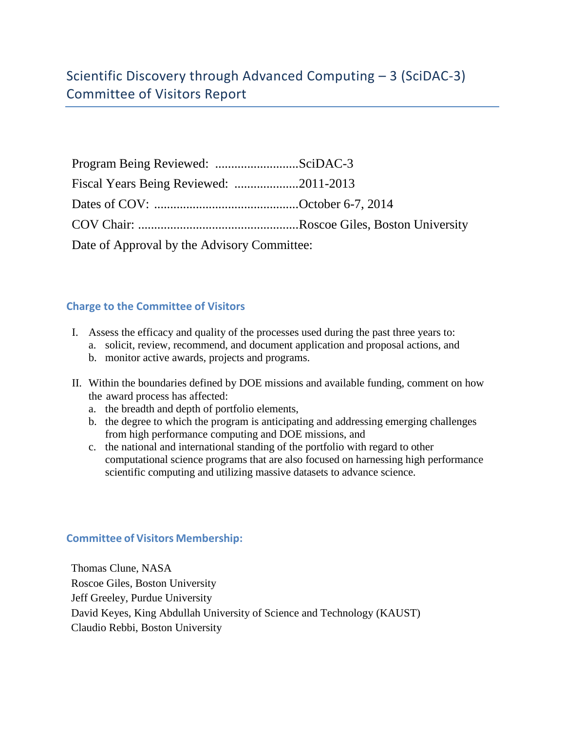# Scientific Discovery through Advanced Computing – 3 (SciDAC-3) Committee of Visitors Report

Program Being Reviewed: ..........................SciDAC-3

Fiscal Years Being Reviewed: ....................2011-2013

Dates of COV: .............................................October 6-7, 2014

COV Chair: ..................................................Roscoe Giles, Boston University

Date of Approval by the Advisory Committee:

## Charge to the Committee of Visitors

I. Assess the efficacy and quality of the processes used during the past three years to:
   a. solicit, review, recommend, and document application and proposal actions, and
   b. monitor active awards, projects and programs.

II. Within the boundaries defined by DOE missions and available funding, comment on how the award process has affected:
   a. the breadth and depth of portfolio elements,
   b. the degree to which the program is anticipating and addressing emerging challenges from high performance computing and DOE missions, and
   c. the national and international standing of the portfolio with regard to other computational science programs that are also focused on harnessing high performance scientific computing and utilizing massive datasets to advance science.

## Committee of Visitors Membership:

Thomas Clune, NASA
Roscoe Giles, Boston University
Jeff Greeley, Purdue University
David Keyes, King Abdullah University of Science and Technology (KAUST)
Claudio Rebbi, Boston University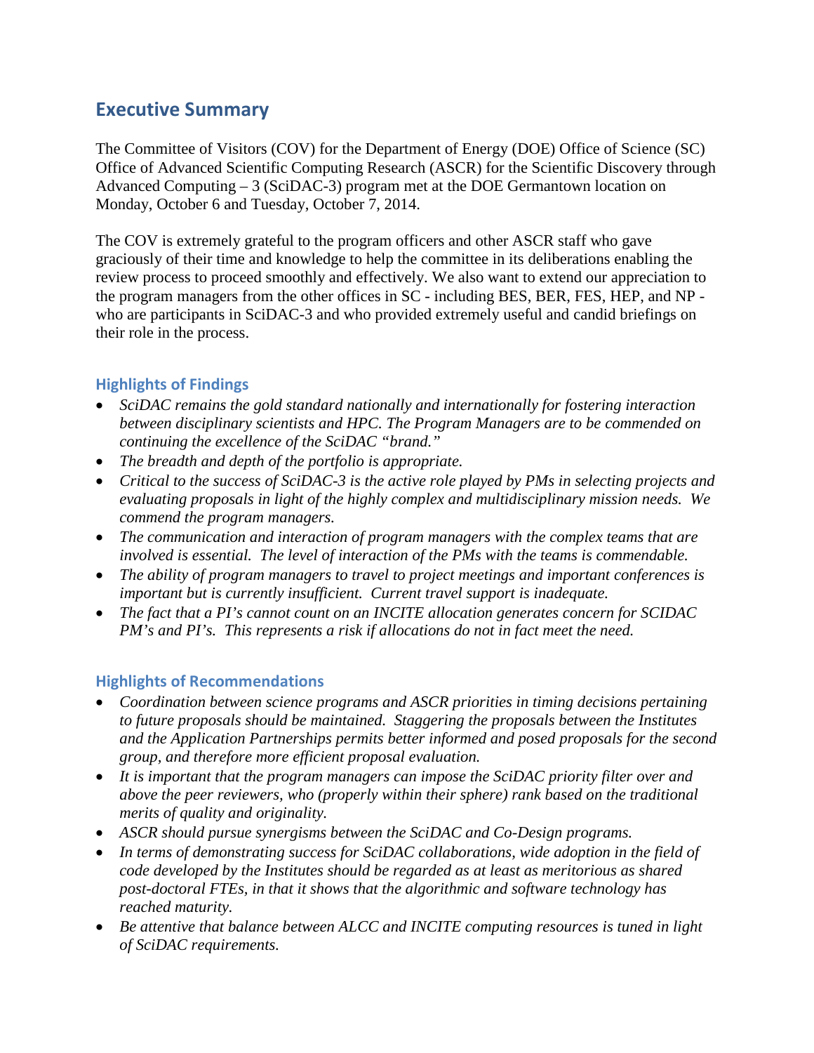## Executive Summary

The Committee of Visitors (COV) for the Department of Energy (DOE) Office of Science (SC) Office of Advanced Scientific Computing Research (ASCR) for the Scientific Discovery through Advanced Computing – 3 (SciDAC-3) program met at the DOE Germantown location on Monday, October 6 and Tuesday, October 7, 2014.

The COV is extremely grateful to the program officers and other ASCR staff who gave graciously of their time and knowledge to help the committee in its deliberations enabling the review process to proceed smoothly and effectively. We also want to extend our appreciation to the program managers from the other offices in SC - including BES, BER, FES, HEP, and NP - who are participants in SciDAC-3 and who provided extremely useful and candid briefings on their role in the process.

### Highlights of Findings

- *SciDAC remains the gold standard nationally and internationally for fostering interaction between disciplinary scientists and HPC. The Program Managers are to be commended on continuing the excellence of the SciDAC "brand."*
- *The breadth and depth of the portfolio is appropriate.*
- *Critical to the success of SciDAC-3 is the active role played by PMs in selecting projects and evaluating proposals in light of the highly complex and multidisciplinary mission needs. We commend the program managers.*
- *The communication and interaction of program managers with the complex teams that are involved is essential. The level of interaction of the PMs with the teams is commendable.*
- *The ability of program managers to travel to project meetings and important conferences is important but is currently insufficient. Current travel support is inadequate.*
- *The fact that a PI's cannot count on an INCITE allocation generates concern for SCIDAC PM's and PI's. This represents a risk if allocations do not in fact meet the need.*

### Highlights of Recommendations

- *Coordination between science programs and ASCR priorities in timing decisions pertaining to future proposals should be maintained. Staggering the proposals between the Institutes and the Application Partnerships permits better informed and posed proposals for the second group, and therefore more efficient proposal evaluation.*
- *It is important that the program managers can impose the SciDAC priority filter over and above the peer reviewers, who (properly within their sphere) rank based on the traditional merits of quality and originality.*
- *ASCR should pursue synergisms between the SciDAC and Co-Design programs.*
- *In terms of demonstrating success for SciDAC collaborations, wide adoption in the field of code developed by the Institutes should be regarded as at least as meritorious as shared post-doctoral FTEs, in that it shows that the algorithmic and software technology has reached maturity.*
- *Be attentive that balance between ALCC and INCITE computing resources is tuned in light of SciDAC requirements.*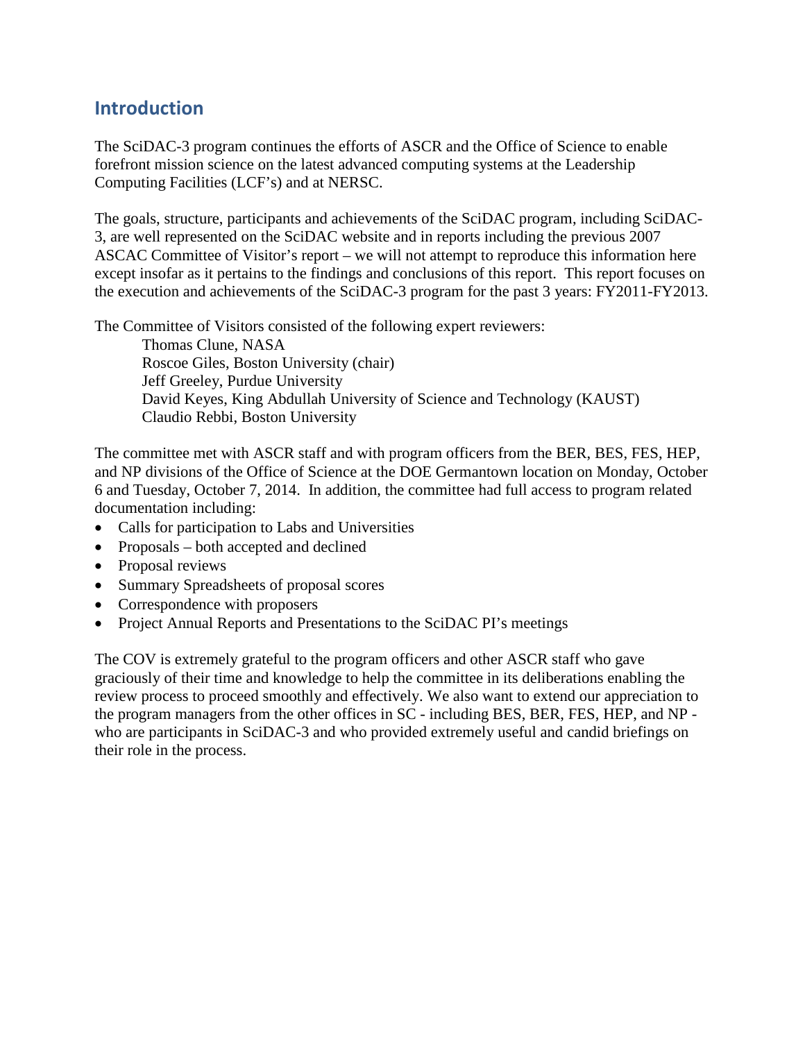## Introduction

The SciDAC-3 program continues the efforts of ASCR and the Office of Science to enable forefront mission science on the latest advanced computing systems at the Leadership Computing Facilities (LCF's) and at NERSC.

The goals, structure, participants and achievements of the SciDAC program, including SciDAC-3, are well represented on the SciDAC website and in reports including the previous 2007 ASCAC Committee of Visitor's report – we will not attempt to reproduce this information here except insofar as it pertains to the findings and conclusions of this report. This report focuses on the execution and achievements of the SciDAC-3 program for the past 3 years: FY2011-FY2013.

The Committee of Visitors consisted of the following expert reviewers:

Thomas Clune, NASA
Roscoe Giles, Boston University (chair)
Jeff Greeley, Purdue University
David Keyes, King Abdullah University of Science and Technology (KAUST)
Claudio Rebbi, Boston University

The committee met with ASCR staff and with program officers from the BER, BES, FES, HEP, and NP divisions of the Office of Science at the DOE Germantown location on Monday, October 6 and Tuesday, October 7, 2014. In addition, the committee had full access to program related documentation including:

- Calls for participation to Labs and Universities
- Proposals – both accepted and declined
- Proposal reviews
- Summary Spreadsheets of proposal scores
- Correspondence with proposers
- Project Annual Reports and Presentations to the SciDAC PI's meetings

The COV is extremely grateful to the program officers and other ASCR staff who gave graciously of their time and knowledge to help the committee in its deliberations enabling the review process to proceed smoothly and effectively. We also want to extend our appreciation to the program managers from the other offices in SC - including BES, BER, FES, HEP, and NP - who are participants in SciDAC-3 and who provided extremely useful and candid briefings on their role in the process.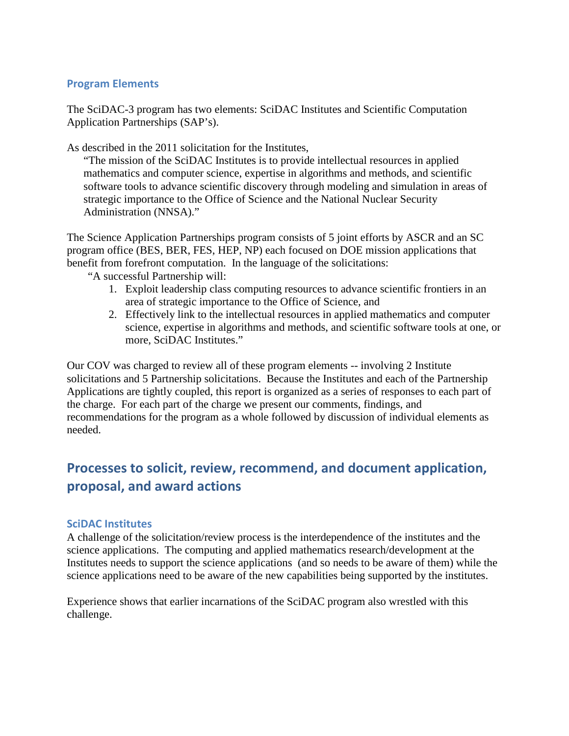### Program Elements

The SciDAC-3 program has two elements: SciDAC Institutes and Scientific Computation Application Partnerships (SAP's).

As described in the 2011 solicitation for the Institutes,

> "The mission of the SciDAC Institutes is to provide intellectual resources in applied mathematics and computer science, expertise in algorithms and methods, and scientific software tools to advance scientific discovery through modeling and simulation in areas of strategic importance to the Office of Science and the National Nuclear Security Administration (NNSA)."

The Science Application Partnerships program consists of 5 joint efforts by ASCR and an SC program office (BES, BER, FES, HEP, NP) each focused on DOE mission applications that benefit from forefront computation. In the language of the solicitations:

> "A successful Partnership will:
>
> 1. Exploit leadership class computing resources to advance scientific frontiers in an area of strategic importance to the Office of Science, and
> 2. Effectively link to the intellectual resources in applied mathematics and computer science, expertise in algorithms and methods, and scientific software tools at one, or more, SciDAC Institutes."

Our COV was charged to review all of these program elements -- involving 2 Institute solicitations and 5 Partnership solicitations. Because the Institutes and each of the Partnership Applications are tightly coupled, this report is organized as a series of responses to each part of the charge. For each part of the charge we present our comments, findings, and recommendations for the program as a whole followed by discussion of individual elements as needed.

## Processes to solicit, review, recommend, and document application, proposal, and award actions

### SciDAC Institutes

A challenge of the solicitation/review process is the interdependence of the institutes and the science applications. The computing and applied mathematics research/development at the Institutes needs to support the science applications (and so needs to be aware of them) while the science applications need to be aware of the new capabilities being supported by the institutes.

Experience shows that earlier incarnations of the SciDAC program also wrestled with this challenge.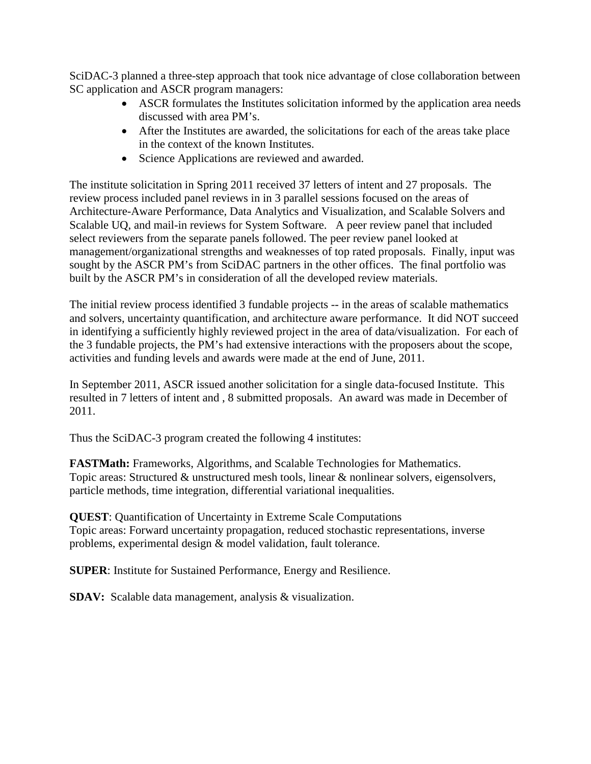SciDAC-3 planned a three-step approach that took nice advantage of close collaboration between SC application and ASCR program managers:

- ASCR formulates the Institutes solicitation informed by the application area needs discussed with area PM's.
- After the Institutes are awarded, the solicitations for each of the areas take place in the context of the known Institutes.
- Science Applications are reviewed and awarded.

The institute solicitation in Spring 2011 received 37 letters of intent and 27 proposals. The review process included panel reviews in in 3 parallel sessions focused on the areas of Architecture-Aware Performance, Data Analytics and Visualization, and Scalable Solvers and Scalable UQ, and mail-in reviews for System Software. A peer review panel that included select reviewers from the separate panels followed. The peer review panel looked at management/organizational strengths and weaknesses of top rated proposals. Finally, input was sought by the ASCR PM's from SciDAC partners in the other offices. The final portfolio was built by the ASCR PM's in consideration of all the developed review materials.

The initial review process identified 3 fundable projects -- in the areas of scalable mathematics and solvers, uncertainty quantification, and architecture aware performance. It did NOT succeed in identifying a sufficiently highly reviewed project in the area of data/visualization. For each of the 3 fundable projects, the PM's had extensive interactions with the proposers about the scope, activities and funding levels and awards were made at the end of June, 2011.

In September 2011, ASCR issued another solicitation for a single data-focused Institute. This resulted in 7 letters of intent and , 8 submitted proposals. An award was made in December of 2011.

Thus the SciDAC-3 program created the following 4 institutes:

**FASTMath:** Frameworks, Algorithms, and Scalable Technologies for Mathematics.
Topic areas: Structured & unstructured mesh tools, linear & nonlinear solvers, eigensolvers, particle methods, time integration, differential variational inequalities.

**QUEST**: Quantification of Uncertainty in Extreme Scale Computations
Topic areas: Forward uncertainty propagation, reduced stochastic representations, inverse problems, experimental design & model validation, fault tolerance.

**SUPER**: Institute for Sustained Performance, Energy and Resilience.

**SDAV:** Scalable data management, analysis & visualization.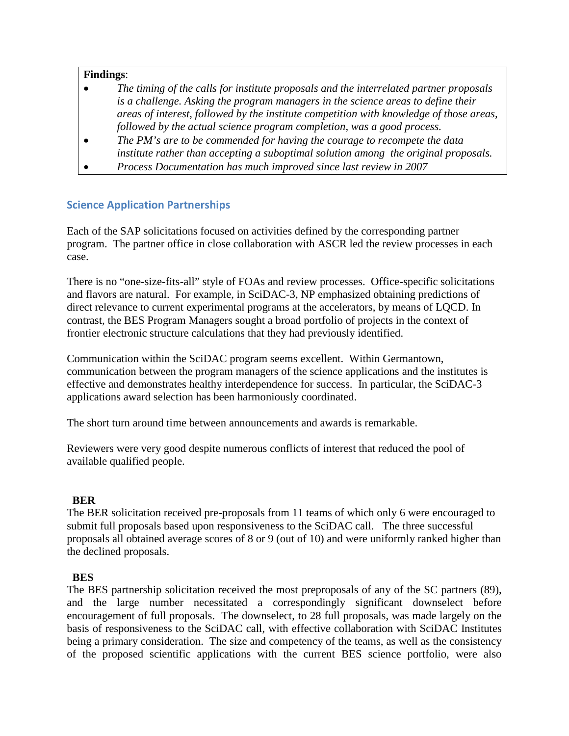**Findings**:

- *The timing of the calls for institute proposals and the interrelated partner proposals is a challenge. Asking the program managers in the science areas to define their areas of interest, followed by the institute competition with knowledge of those areas, followed by the actual science program completion, was a good process.*
- *The PM's are to be commended for having the courage to recompete the data institute rather than accepting a suboptimal solution among the original proposals.*
- *Process Documentation has much improved since last review in 2007*

## Science Application Partnerships

Each of the SAP solicitations focused on activities defined by the corresponding partner program. The partner office in close collaboration with ASCR led the review processes in each case.

There is no "one-size-fits-all" style of FOAs and review processes. Office-specific solicitations and flavors are natural. For example, in SciDAC-3, NP emphasized obtaining predictions of direct relevance to current experimental programs at the accelerators, by means of LQCD. In contrast, the BES Program Managers sought a broad portfolio of projects in the context of frontier electronic structure calculations that they had previously identified.

Communication within the SciDAC program seems excellent. Within Germantown, communication between the program managers of the science applications and the institutes is effective and demonstrates healthy interdependence for success. In particular, the SciDAC-3 applications award selection has been harmoniously coordinated.

The short turn around time between announcements and awards is remarkable.

Reviewers were very good despite numerous conflicts of interest that reduced the pool of available qualified people.

**BER**

The BER solicitation received pre-proposals from 11 teams of which only 6 were encouraged to submit full proposals based upon responsiveness to the SciDAC call. The three successful proposals all obtained average scores of 8 or 9 (out of 10) and were uniformly ranked higher than the declined proposals.

**BES**

The BES partnership solicitation received the most preproposals of any of the SC partners (89), and the large number necessitated a correspondingly significant downselect before encouragement of full proposals. The downselect, to 28 full proposals, was made largely on the basis of responsiveness to the SciDAC call, with effective collaboration with SciDAC Institutes being a primary consideration. The size and competency of the teams, as well as the consistency of the proposed scientific applications with the current BES science portfolio, were also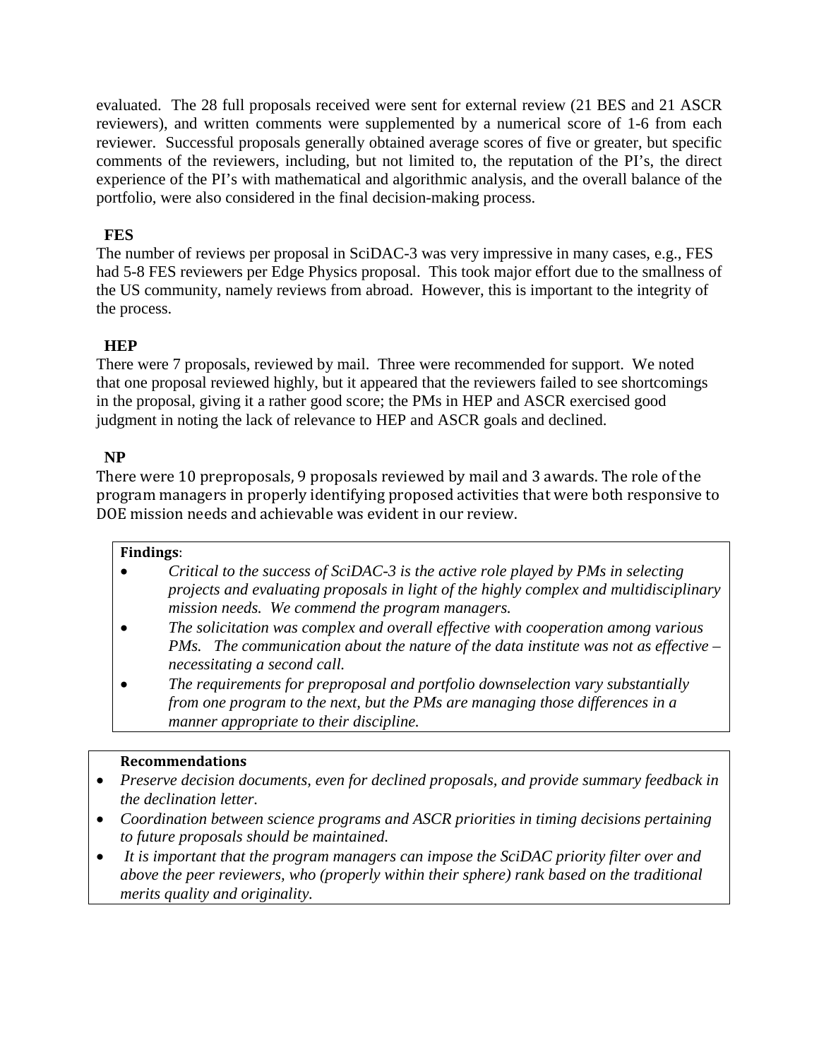evaluated. The 28 full proposals received were sent for external review (21 BES and 21 ASCR reviewers), and written comments were supplemented by a numerical score of 1-6 from each reviewer. Successful proposals generally obtained average scores of five or greater, but specific comments of the reviewers, including, but not limited to, the reputation of the PI's, the direct experience of the PI's with mathematical and algorithmic analysis, and the overall balance of the portfolio, were also considered in the final decision-making process.

**FES**

The number of reviews per proposal in SciDAC-3 was very impressive in many cases, e.g., FES had 5-8 FES reviewers per Edge Physics proposal. This took major effort due to the smallness of the US community, namely reviews from abroad. However, this is important to the integrity of the process.

**HEP**

There were 7 proposals, reviewed by mail. Three were recommended for support. We noted that one proposal reviewed highly, but it appeared that the reviewers failed to see shortcomings in the proposal, giving it a rather good score; the PMs in HEP and ASCR exercised good judgment in noting the lack of relevance to HEP and ASCR goals and declined.

**NP**

There were 10 preproposals, 9 proposals reviewed by mail and 3 awards. The role of the program managers in properly identifying proposed activities that were both responsive to DOE mission needs and achievable was evident in our review.

**Findings**:

- *Critical to the success of SciDAC-3 is the active role played by PMs in selecting projects and evaluating proposals in light of the highly complex and multidisciplinary mission needs. We commend the program managers.*
- *The solicitation was complex and overall effective with cooperation among various PMs. The communication about the nature of the data institute was not as effective – necessitating a second call.*
- *The requirements for preproposal and portfolio downselection vary substantially from one program to the next, but the PMs are managing those differences in a manner appropriate to their discipline.*

**Recommendations**

- *Preserve decision documents, even for declined proposals, and provide summary feedback in the declination letter.*
- *Coordination between science programs and ASCR priorities in timing decisions pertaining to future proposals should be maintained.*
- *It is important that the program managers can impose the SciDAC priority filter over and above the peer reviewers, who (properly within their sphere) rank based on the traditional merits quality and originality.*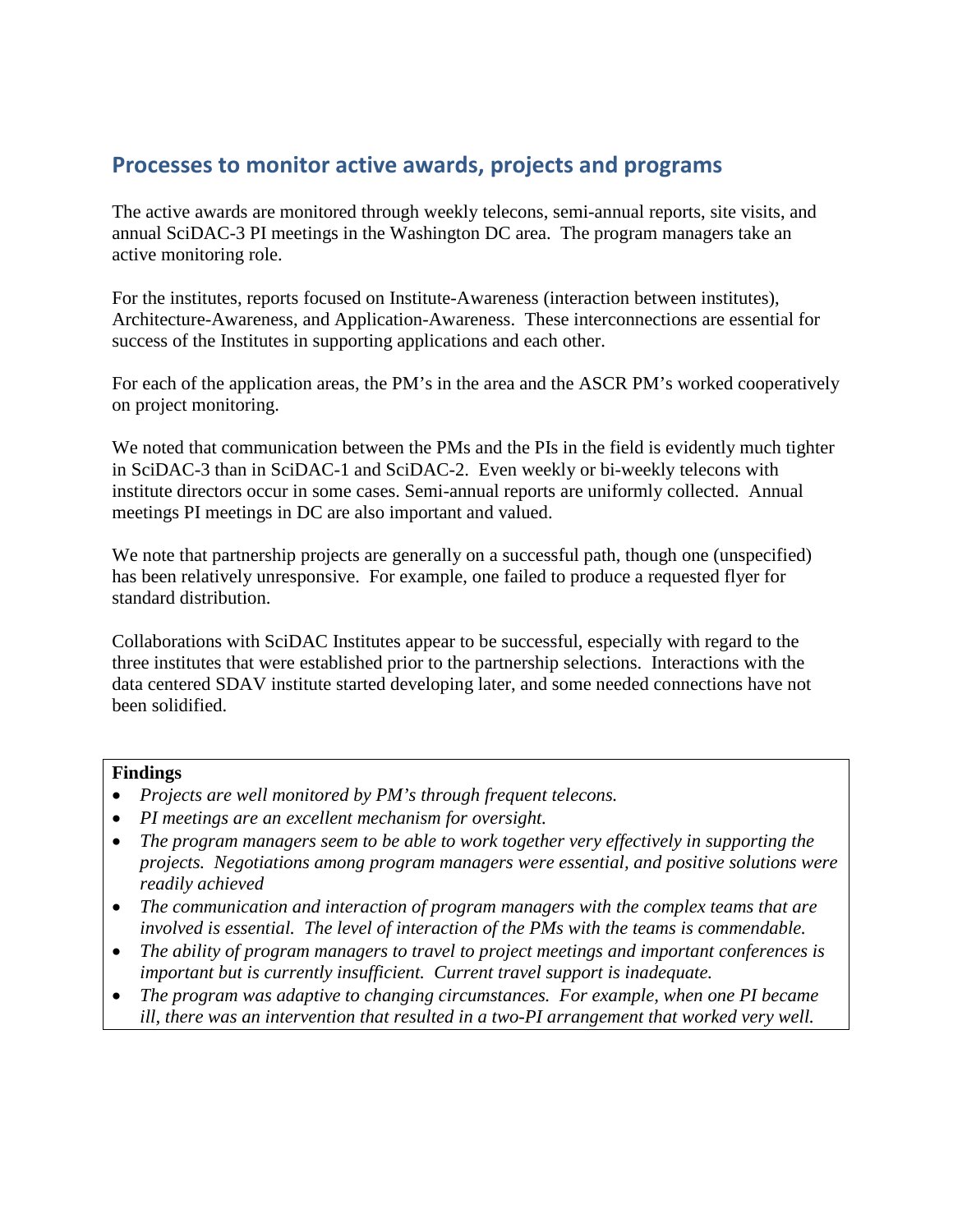## Processes to monitor active awards, projects and programs

The active awards are monitored through weekly telecons, semi-annual reports, site visits, and annual SciDAC-3 PI meetings in the Washington DC area. The program managers take an active monitoring role.

For the institutes, reports focused on Institute-Awareness (interaction between institutes), Architecture-Awareness, and Application-Awareness. These interconnections are essential for success of the Institutes in supporting applications and each other.

For each of the application areas, the PM's in the area and the ASCR PM's worked cooperatively on project monitoring.

We noted that communication between the PMs and the PIs in the field is evidently much tighter in SciDAC-3 than in SciDAC-1 and SciDAC-2. Even weekly or bi-weekly telecons with institute directors occur in some cases. Semi-annual reports are uniformly collected. Annual meetings PI meetings in DC are also important and valued.

We note that partnership projects are generally on a successful path, though one (unspecified) has been relatively unresponsive. For example, one failed to produce a requested flyer for standard distribution.

Collaborations with SciDAC Institutes appear to be successful, especially with regard to the three institutes that were established prior to the partnership selections. Interactions with the data centered SDAV institute started developing later, and some needed connections have not been solidified.

**Findings**

- *Projects are well monitored by PM's through frequent telecons.*
- *PI meetings are an excellent mechanism for oversight.*
- *The program managers seem to be able to work together very effectively in supporting the projects. Negotiations among program managers were essential, and positive solutions were readily achieved*
- *The communication and interaction of program managers with the complex teams that are involved is essential. The level of interaction of the PMs with the teams is commendable.*
- *The ability of program managers to travel to project meetings and important conferences is important but is currently insufficient. Current travel support is inadequate.*
- *The program was adaptive to changing circumstances. For example, when one PI became ill, there was an intervention that resulted in a two-PI arrangement that worked very well.*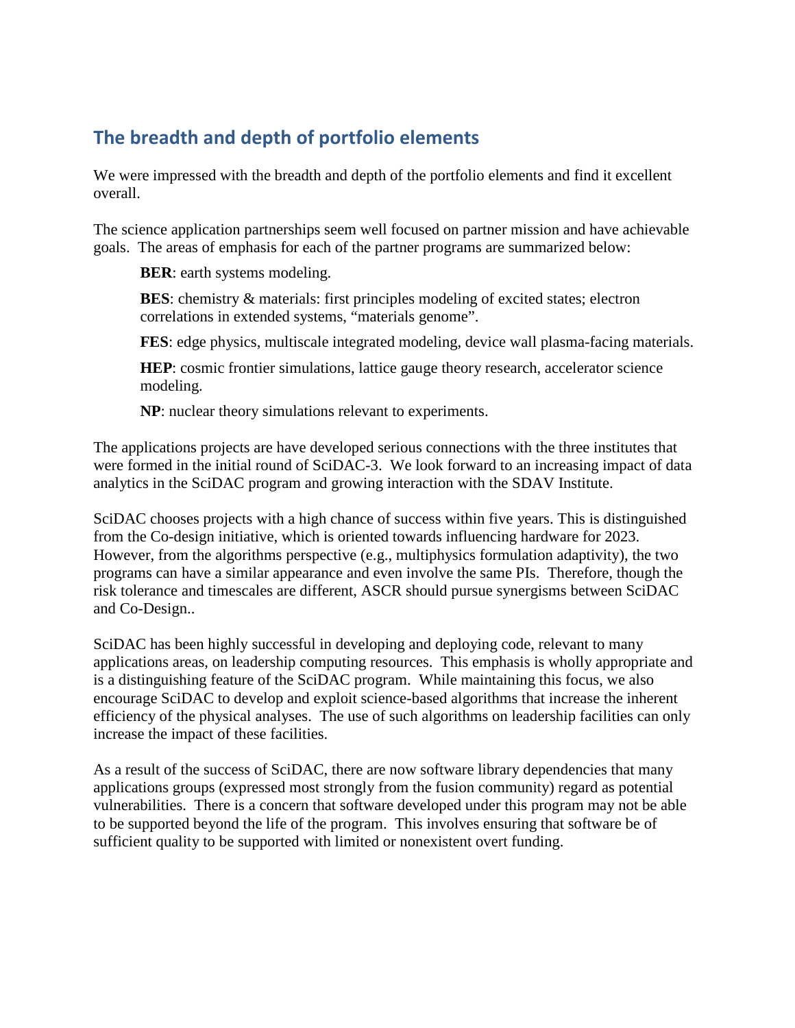## The breadth and depth of portfolio elements

We were impressed with the breadth and depth of the portfolio elements and find it excellent overall.

The science application partnerships seem well focused on partner mission and have achievable goals. The areas of emphasis for each of the partner programs are summarized below:

> **BER**: earth systems modeling.
>
> **BES**: chemistry & materials: first principles modeling of excited states; electron correlations in extended systems, "materials genome".
>
> **FES**: edge physics, multiscale integrated modeling, device wall plasma-facing materials.
>
> **HEP**: cosmic frontier simulations, lattice gauge theory research, accelerator science modeling.
>
> **NP**: nuclear theory simulations relevant to experiments.

The applications projects are have developed serious connections with the three institutes that were formed in the initial round of SciDAC-3. We look forward to an increasing impact of data analytics in the SciDAC program and growing interaction with the SDAV Institute.

SciDAC chooses projects with a high chance of success within five years. This is distinguished from the Co-design initiative, which is oriented towards influencing hardware for 2023. However, from the algorithms perspective (e.g., multiphysics formulation adaptivity), the two programs can have a similar appearance and even involve the same PIs. Therefore, though the risk tolerance and timescales are different, ASCR should pursue synergisms between SciDAC and Co-Design..

SciDAC has been highly successful in developing and deploying code, relevant to many applications areas, on leadership computing resources. This emphasis is wholly appropriate and is a distinguishing feature of the SciDAC program. While maintaining this focus, we also encourage SciDAC to develop and exploit science-based algorithms that increase the inherent efficiency of the physical analyses. The use of such algorithms on leadership facilities can only increase the impact of these facilities.

As a result of the success of SciDAC, there are now software library dependencies that many applications groups (expressed most strongly from the fusion community) regard as potential vulnerabilities. There is a concern that software developed under this program may not be able to be supported beyond the life of the program. This involves ensuring that software be of sufficient quality to be supported with limited or nonexistent overt funding.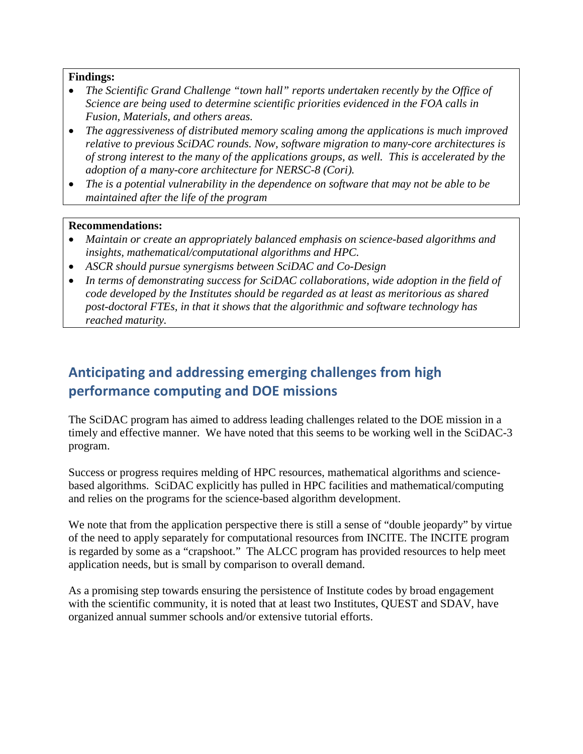**Findings:**

- *The Scientific Grand Challenge "town hall" reports undertaken recently by the Office of Science are being used to determine scientific priorities evidenced in the FOA calls in Fusion, Materials, and others areas.*
- *The aggressiveness of distributed memory scaling among the applications is much improved relative to previous SciDAC rounds. Now, software migration to many-core architectures is of strong interest to the many of the applications groups, as well. This is accelerated by the adoption of a many-core architecture for NERSC-8 (Cori).*
- *The is a potential vulnerability in the dependence on software that may not be able to be maintained after the life of the program*

**Recommendations:**

- *Maintain or create an appropriately balanced emphasis on science-based algorithms and insights, mathematical/computational algorithms and HPC.*
- *ASCR should pursue synergisms between SciDAC and Co-Design*
- *In terms of demonstrating success for SciDAC collaborations, wide adoption in the field of code developed by the Institutes should be regarded as at least as meritorious as shared post-doctoral FTEs, in that it shows that the algorithmic and software technology has reached maturity.*

## Anticipating and addressing emerging challenges from high performance computing and DOE missions

The SciDAC program has aimed to address leading challenges related to the DOE mission in a timely and effective manner. We have noted that this seems to be working well in the SciDAC-3 program.

Success or progress requires melding of HPC resources, mathematical algorithms and science-based algorithms. SciDAC explicitly has pulled in HPC facilities and mathematical/computing and relies on the programs for the science-based algorithm development.

We note that from the application perspective there is still a sense of "double jeopardy" by virtue of the need to apply separately for computational resources from INCITE. The INCITE program is regarded by some as a "crapshoot." The ALCC program has provided resources to help meet application needs, but is small by comparison to overall demand.

As a promising step towards ensuring the persistence of Institute codes by broad engagement with the scientific community, it is noted that at least two Institutes, QUEST and SDAV, have organized annual summer schools and/or extensive tutorial efforts.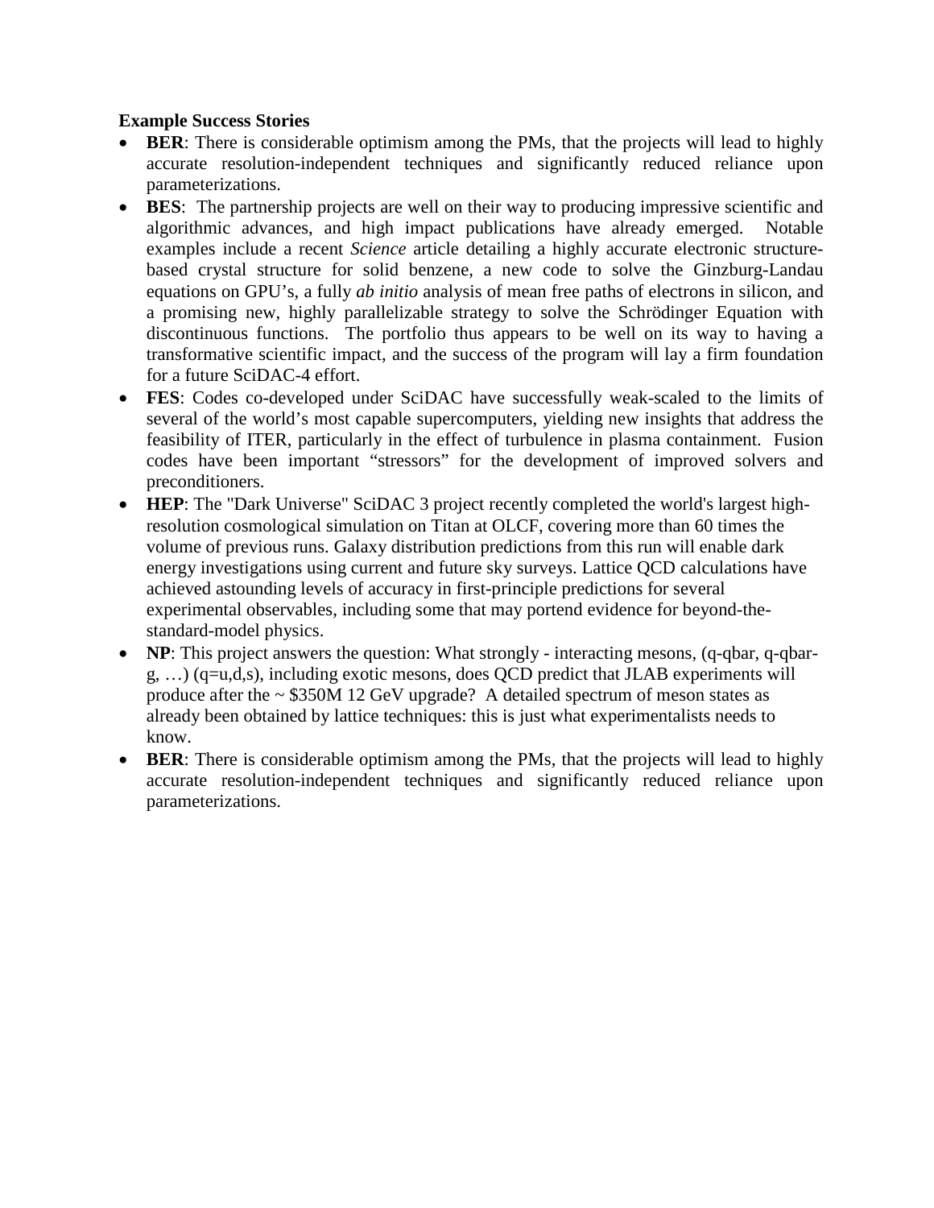**Example Success Stories**

- **BER**: There is considerable optimism among the PMs, that the projects will lead to highly accurate resolution-independent techniques and significantly reduced reliance upon parameterizations.
- **BES**: The partnership projects are well on their way to producing impressive scientific and algorithmic advances, and high impact publications have already emerged. Notable examples include a recent *Science* article detailing a highly accurate electronic structure-based crystal structure for solid benzene, a new code to solve the Ginzburg-Landau equations on GPU's, a fully *ab initio* analysis of mean free paths of electrons in silicon, and a promising new, highly parallelizable strategy to solve the Schrödinger Equation with discontinuous functions. The portfolio thus appears to be well on its way to having a transformative scientific impact, and the success of the program will lay a firm foundation for a future SciDAC-4 effort.
- **FES**: Codes co-developed under SciDAC have successfully weak-scaled to the limits of several of the world's most capable supercomputers, yielding new insights that address the feasibility of ITER, particularly in the effect of turbulence in plasma containment. Fusion codes have been important "stressors" for the development of improved solvers and preconditioners.
- **HEP**: The "Dark Universe" SciDAC 3 project recently completed the world's largest high-resolution cosmological simulation on Titan at OLCF, covering more than 60 times the volume of previous runs. Galaxy distribution predictions from this run will enable dark energy investigations using current and future sky surveys. Lattice QCD calculations have achieved astounding levels of accuracy in first-principle predictions for several experimental observables, including some that may portend evidence for beyond-the-standard-model physics.
- **NP**: This project answers the question: What strongly - interacting mesons, (q-qbar, q-qbar-g, …) (q=u,d,s), including exotic mesons, does QCD predict that JLAB experiments will produce after the ~ $350M 12 GeV upgrade? A detailed spectrum of meson states as already been obtained by lattice techniques: this is just what experimentalists needs to know.
- **BER**: There is considerable optimism among the PMs, that the projects will lead to highly accurate resolution-independent techniques and significantly reduced reliance upon parameterizations.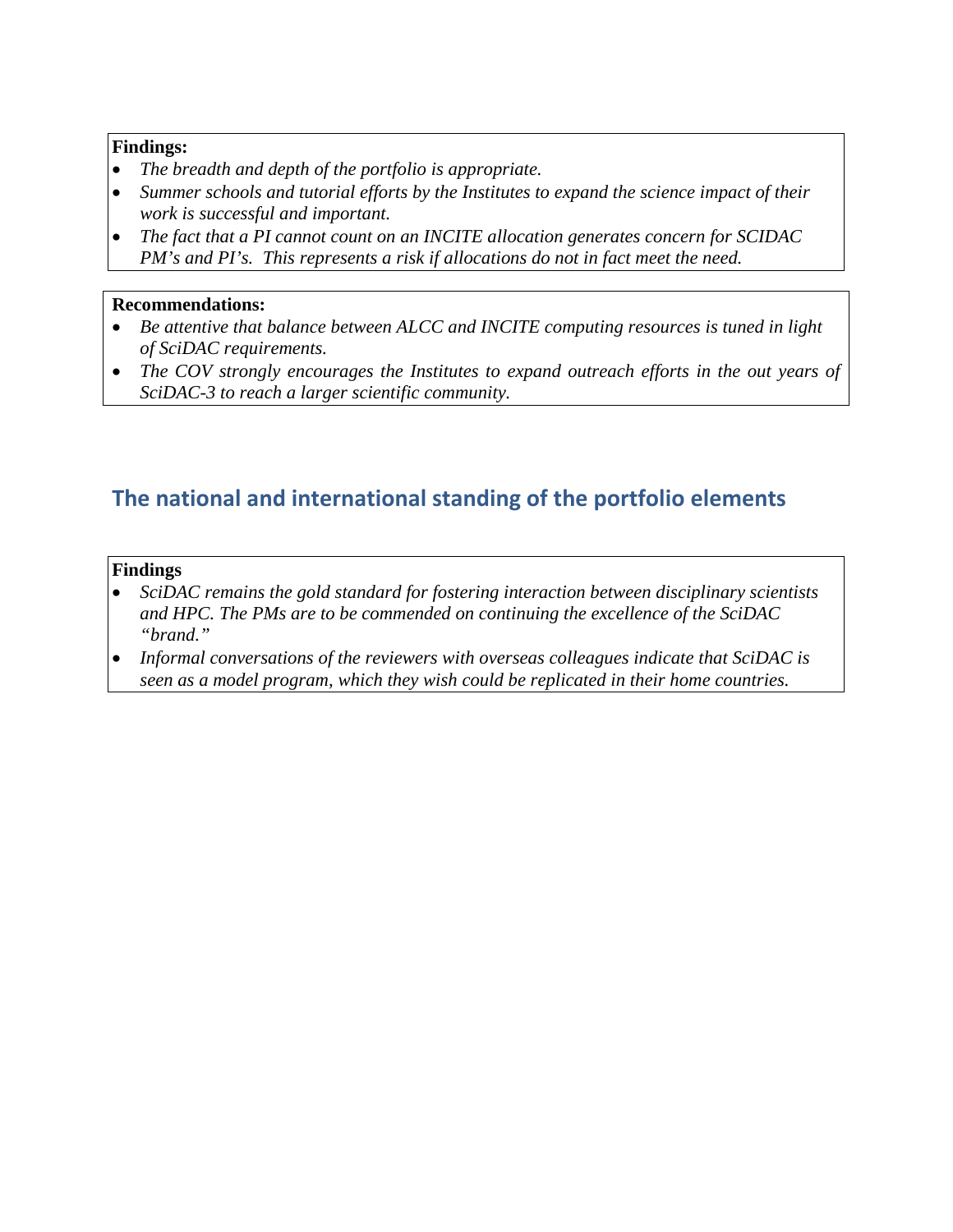**Findings:**

- *The breadth and depth of the portfolio is appropriate.*
- *Summer schools and tutorial efforts by the Institutes to expand the science impact of their work is successful and important.*
- *The fact that a PI cannot count on an INCITE allocation generates concern for SCIDAC PM's and PI's. This represents a risk if allocations do not in fact meet the need.*

**Recommendations:**

- *Be attentive that balance between ALCC and INCITE computing resources is tuned in light of SciDAC requirements.*
- *The COV strongly encourages the Institutes to expand outreach efforts in the out years of SciDAC-3 to reach a larger scientific community.*

## The national and international standing of the portfolio elements

**Findings**

- *SciDAC remains the gold standard for fostering interaction between disciplinary scientists and HPC. The PMs are to be commended on continuing the excellence of the SciDAC "brand."*
- *Informal conversations of the reviewers with overseas colleagues indicate that SciDAC is seen as a model program, which they wish could be replicated in their home countries.*